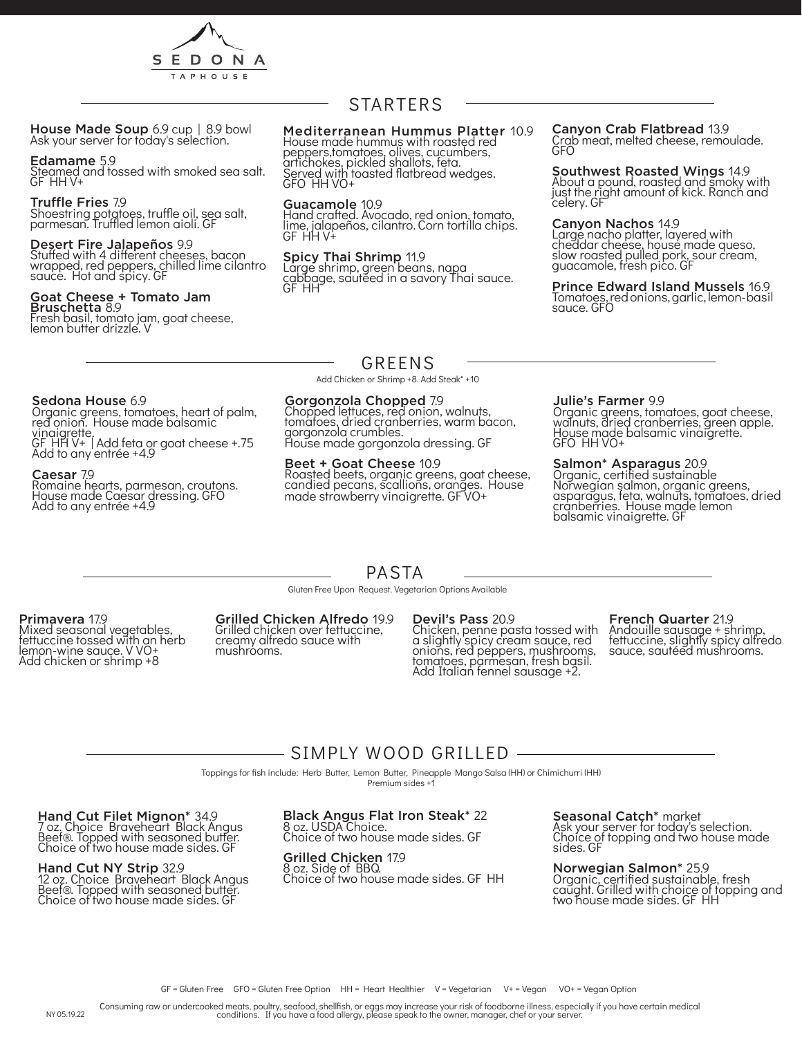# SEDONA TAPHOUSE

## STARTERS

**House Made Soup** 6.9 cup | 8.9 bowl
Ask your server for today's selection.

**Edamame** 5.9
Steamed and tossed with smoked sea salt. GF HH V+

**Truffle Fries** 7.9
Shoestring potatoes, truffle oil, sea salt, parmesan. Truffled lemon aioli. GF

**Desert Fire Jalapeños** 9.9
Stuffed with 4 different cheeses, bacon wrapped, red peppers, chilled lime cilantro sauce. Hot and spicy. GF

**Goat Cheese + Tomato Jam Bruschetta** 8.9
Fresh basil, tomato jam, goat cheese, lemon butter drizzle. V

**Mediterranean Hummus Platter** 10.9
House made hummus with roasted red peppers,tomatoes, olives, cucumbers, artichokes, pickled shallots, feta. Served with toasted flatbread wedges. GFO HH VO+

**Guacamole** 10.9
Hand crafted. Avocado, red onion, tomato, lime, jalapeños, cilantro. Corn tortilla chips. GF HH V+

**Spicy Thai Shrimp** 11.9
Large shrimp, green beans, napa cabbage, sautéed in a savory Thai sauce. GF HH

**Canyon Crab Flatbread** 13.9
Crab meat, melted cheese, remoulade. GFO

**Southwest Roasted Wings** 14.9
About a pound, roasted and smoky with just the right amount of kick. Ranch and celery. GF

**Canyon Nachos** 14.9
Large nacho platter, layered with cheddar cheese, house made queso, slow roasted pulled pork, sour cream, guacamole, fresh pico. GF

**Prince Edward Island Mussels** 16.9
Tomatoes, red onions, garlic, lemon-basil sauce. GFO

## GREENS

Add Chicken or Shrimp +8. Add Steak* +10

**Sedona House** 6.9
Organic greens, tomatoes, heart of palm, red onion. House made balsamic vinaigrette.
GF HH V+ | Add feta or goat cheese +.75
Add to any entrée +4.9

**Caesar** 7.9
Romaine hearts, parmesan, croutons. House made Caesar dressing. GFO
Add to any entrée +4.9

**Gorgonzola Chopped** 7.9
Chopped lettuces, red onion, walnuts, tomatoes, dried cranberries, warm bacon, gorgonzola crumbles.
House made gorgonzola dressing. GF

**Beet + Goat Cheese** 10.9
Roasted beets, organic greens, goat cheese, candied pecans, scallions, oranges. House made strawberry vinaigrette. GF VO+

**Julie's Farmer** 9.9
Organic greens, tomatoes, goat cheese, walnuts, dried cranberries, green apple. House made balsamic vinaigrette. GFO HH VO+

**Salmon* Asparagus** 20.9
Organic, certified sustainable Norwegian salmon, organic greens, asparagus, feta, walnuts, tomatoes, dried cranberries. House made lemon balsamic vinaigrette. GF

## PASTA

Gluten Free Upon Request. Vegetarian Options Available

**Primavera** 17.9
Mixed seasonal vegetables, fettuccine tossed with an herb lemon-wine sauce. V VO+
Add chicken or shrimp +8

**Grilled Chicken Alfredo** 19.9
Grilled chicken over fettuccine, creamy alfredo sauce with mushrooms.

**Devil's Pass** 20.9
Chicken, penne pasta tossed with a slightly spicy cream sauce, red onions, red peppers, mushrooms, tomatoes, parmesan, fresh basil. Add Italian fennel sausage +2.

**French Quarter** 21.9
Andouille sausage + shrimp, fettuccine, slightly spicy alfredo sauce, sautéed mushrooms.

## SIMPLY WOOD GRILLED

Toppings for fish include: Herb Butter, Lemon Butter, Pineapple Mango Salsa (HH) or Chimichurri (HH)
Premium sides +1

**Hand Cut Filet Mignon*** 34.9
7 oz. Choice Braveheart Black Angus Beef®. Topped with seasoned butter. Choice of two house made sides. GF

**Hand Cut NY Strip** 32.9
12 oz. Choice Braveheart Black Angus Beef®. Topped with seasoned butter. Choice of two house made sides. GF

**Black Angus Flat Iron Steak*** 22
8 oz. USDA Choice.
Choice of two house made sides. GF

**Grilled Chicken** 17.9
8 oz. Side of BBQ.
Choice of two house made sides. GF HH

**Seasonal Catch*** market
Ask your server for today's selection. Choice of topping and two house made sides. GF

**Norwegian Salmon*** 25.9
Organic, certified sustainable, fresh caught. Grilled with choice of topping and two house made sides. GF HH

GF = Gluten Free GFO = Gluten Free Option HH = Heart Healthier V = Vegetarian V+ = Vegan VO+ = Vegan Option

NY 05.19.22

Consuming raw or undercooked meats, poultry, seafood, shellfish, or eggs may increase your risk of foodborne illness, especially if you have certain medical conditions. If you have a food allergy, please speak to the owner, manager, chef or your server.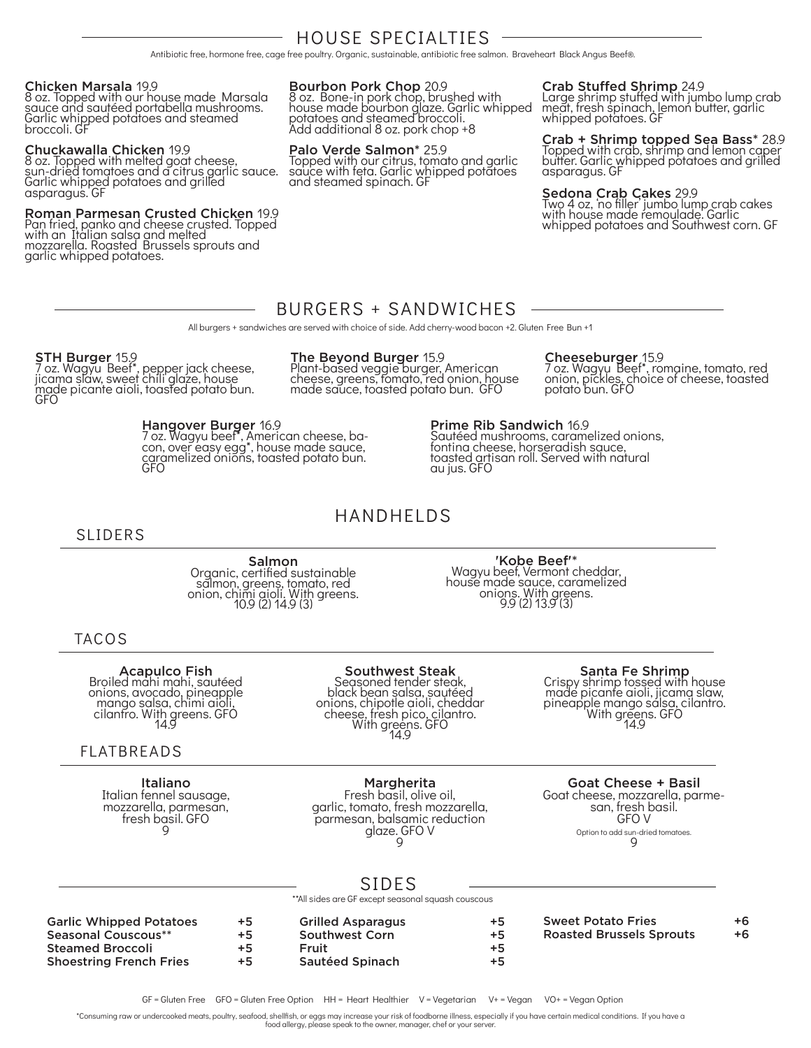## HOUSE SPECIALTIES

Antibiotic free, hormone free, cage free poultry. Organic, sustainable, antibiotic free salmon. Braveheart Black Angus Beef®.

**Chicken Marsala** 19.9
8 oz. Topped with our house made Marsala sauce and sautéed portabella mushrooms. Garlic whipped potatoes and steamed broccoli. GF

**Chuckawalla Chicken** 19.9
8 oz. Topped with melted goat cheese, sun-dried tomatoes and a citrus garlic sauce. Garlic whipped potatoes and grilled asparagus. GF

**Roman Parmesan Crusted Chicken** 19.9
Pan fried, panko and cheese crusted. Topped with an Italian salsa and melted mozzarella. Roasted Brussels sprouts and garlic whipped potatoes.

**Bourbon Pork Chop** 20.9
8 oz. Bone-in pork chop, brushed with house made bourbon glaze. Garlic whipped potatoes and steamed broccoli.
Add additional 8 oz. pork chop +8

**Palo Verde Salmon*** 25.9
Topped with our citrus, tomato and garlic sauce with feta. Garlic whipped potatoes and steamed spinach. GF

**Crab Stuffed Shrimp** 24.9
Large shrimp stuffed with jumbo lump crab meat, fresh spinach, lemon butter, garlic whipped potatoes. GF

**Crab + Shrimp topped Sea Bass*** 28.9
Topped with crab, shrimp and lemon caper butter. Garlic whipped potatoes and grilled asparagus. GF

**Sedona Crab Cakes** 29.9
Two 4 oz, 'no filler' jumbo lump crab cakes with house made remoulade. Garlic whipped potatoes and Southwest corn. GF

## BURGERS + SANDWICHES

All burgers + sandwiches are served with choice of side. Add cherry-wood bacon +2. Gluten Free Bun +1

**STH Burger** 15.9
7 oz. Wagyu Beef*, pepper jack cheese, jicama slaw, sweet chili glaze, house made picante aioli, toasted potato bun. GFO

**The Beyond Burger** 15.9
Plant-based veggie burger, American cheese, greens, tomato, red onion, house made sauce, toasted potato bun. GFO

**Cheeseburger** 15.9
7 oz. Wagyu Beef*, romaine, tomato, red onion, pickles, choice of cheese, toasted potato bun. GFO

**Hangover Burger** 16.9
7 oz. Wagyu beef*, American cheese, bacon, over easy egg*, house made sauce, caramelized onions, toasted potato bun. GFO

**Prime Rib Sandwich** 16.9
Sautéed mushrooms, caramelized onions, fontina cheese, horseradish sauce, toasted artisan roll. Served with natural au jus. GFO

## HANDHELDS

### SLIDERS

**Salmon**
Organic, certified sustainable salmon, greens, tomato, red onion, chimi aioli. With greens.
10.9 (2) 14.9 (3)

**'Kobe Beef'***
Wagyu beef, Vermont cheddar, house made sauce, caramelized onions. With greens.
9.9 (2) 13.9 (3)

### TACOS

**Acapulco Fish**
Broiled mahi mahi, sautéed onions, avocado, pineapple mango salsa, chimi aioli, cilantro. With greens. GFO
14.9

**Southwest Steak**
Seasoned tender steak, black bean salsa, sautéed onions, chipotle aioli, cheddar cheese, fresh pico, cilantro. With greens. GFO
14.9

**Santa Fe Shrimp**
Crispy shrimp tossed with house made picante aioli, jicama slaw, pineapple mango salsa, cilantro. With greens. GFO
14.9

### FLATBREADS

**Italiano**
Italian fennel sausage, mozzarella, parmesan, fresh basil. GFO
9

**Margherita**
Fresh basil, olive oil, garlic, tomato, fresh mozzarella, parmesan, balsamic reduction glaze. GFO V
9

**Goat Cheese + Basil**
Goat cheese, mozzarella, parmesan, fresh basil. GFO V
Option to add sun-dried tomatoes.
9

## SIDES

**All sides are GF except seasonal squash couscous

- **Garlic Whipped Potatoes** +5
- **Seasonal Couscous**** +5
- **Steamed Broccoli** +5
- **Shoestring French Fries** +5
- **Grilled Asparagus** +5
- **Southwest Corn** +5
- **Fruit** +5
- **Sautéed Spinach** +5
- **Sweet Potato Fries** +6
- **Roasted Brussels Sprouts** +6

GF = Gluten Free GFO = Gluten Free Option HH = Heart Healthier V = Vegetarian V+ = Vegan VO+ = Vegan Option

*Consuming raw or undercooked meats, poultry, seafood, shellfish, or eggs may increase your risk of foodborne illness, especially if you have certain medical conditions. If you have a food allergy, please speak to the owner, manager, chef or your server.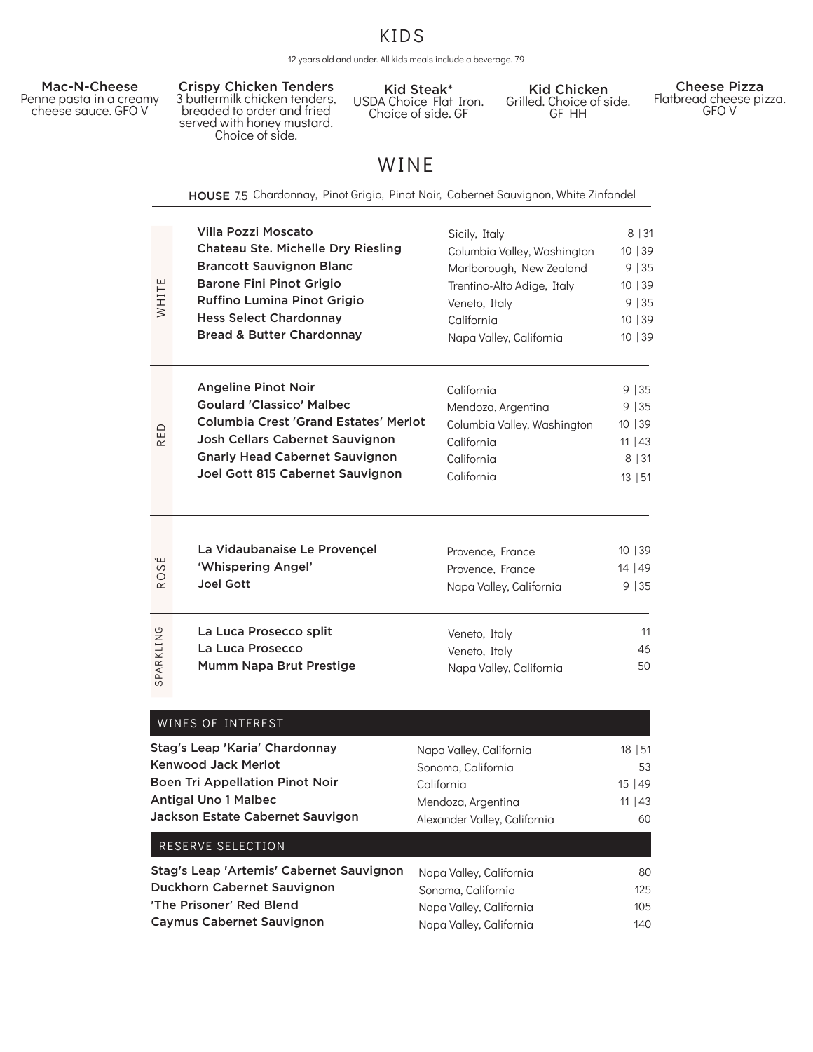## KIDS

12 years old and under. All kids meals include a beverage. 7.9

**Mac-N-Cheese**
Penne pasta in a creamy cheese sauce. GFO V

**Crispy Chicken Tenders**
3 buttermilk chicken tenders, breaded to order and fried served with honey mustard. Choice of side.

**Kid Steak***
USDA Choice Flat Iron. Choice of side. GF

**Kid Chicken**
Grilled. Choice of side. GF HH

**Cheese Pizza**
Flatbread cheese pizza. GFO V

## WINE

**HOUSE** 7.5 Chardonnay, Pinot Grigio, Pinot Noir, Cabernet Sauvignon, White Zinfandel

### WHITE

| Wine | Region | Price |
|---|---|---|
| Villa Pozzi Moscato | Sicily, Italy | 8 \| 31 |
| Chateau Ste. Michelle Dry Riesling | Columbia Valley, Washington | 10 \| 39 |
| Brancott Sauvignon Blanc | Marlborough, New Zealand | 9 \| 35 |
| Barone Fini Pinot Grigio | Trentino-Alto Adige, Italy | 10 \| 39 |
| Ruffino Lumina Pinot Grigio | Veneto, Italy | 9 \| 35 |
| Hess Select Chardonnay | California | 10 \| 39 |
| Bread & Butter Chardonnay | Napa Valley, California | 10 \| 39 |

### RED

| Wine | Region | Price |
|---|---|---|
| Angeline Pinot Noir | California | 9 \| 35 |
| Goulard 'Classico' Malbec | Mendoza, Argentina | 9 \| 35 |
| Columbia Crest 'Grand Estates' Merlot | Columbia Valley, Washington | 10 \| 39 |
| Josh Cellars Cabernet Sauvignon | California | 11 \| 43 |
| Gnarly Head Cabernet Sauvignon | California | 8 \| 31 |
| Joel Gott 815 Cabernet Sauvignon | California | 13 \| 51 |

### ROSÉ

| Wine | Region | Price |
|---|---|---|
| La Vidaubanaise Le Provençel | Provence, France | 10 \| 39 |
| 'Whispering Angel' | Provence, France | 14 \| 49 |
| Joel Gott | Napa Valley, California | 9 \| 35 |

### SPARKLING

| Wine | Region | Price |
|---|---|---|
| La Luca Prosecco split | Veneto, Italy | 11 |
| La Luca Prosecco | Veneto, Italy | 46 |
| Mumm Napa Brut Prestige | Napa Valley, California | 50 |

### WINES OF INTEREST

| Wine | Region | Price |
|---|---|---|
| Stag's Leap 'Karia' Chardonnay | Napa Valley, California | 18 \| 51 |
| Kenwood Jack Merlot | Sonoma, California | 53 |
| Boen Tri Appellation Pinot Noir | California | 15 \| 49 |
| Antigal Uno 1 Malbec | Mendoza, Argentina | 11 \| 43 |
| Jackson Estate Cabernet Sauvigon | Alexander Valley, California | 60 |

### RESERVE SELECTION

| Wine | Region | Price |
|---|---|---|
| Stag's Leap 'Artemis' Cabernet Sauvignon | Napa Valley, California | 80 |
| Duckhorn Cabernet Sauvignon | Sonoma, California | 125 |
| 'The Prisoner' Red Blend | Napa Valley, California | 105 |
| Caymus Cabernet Sauvignon | Napa Valley, California | 140 |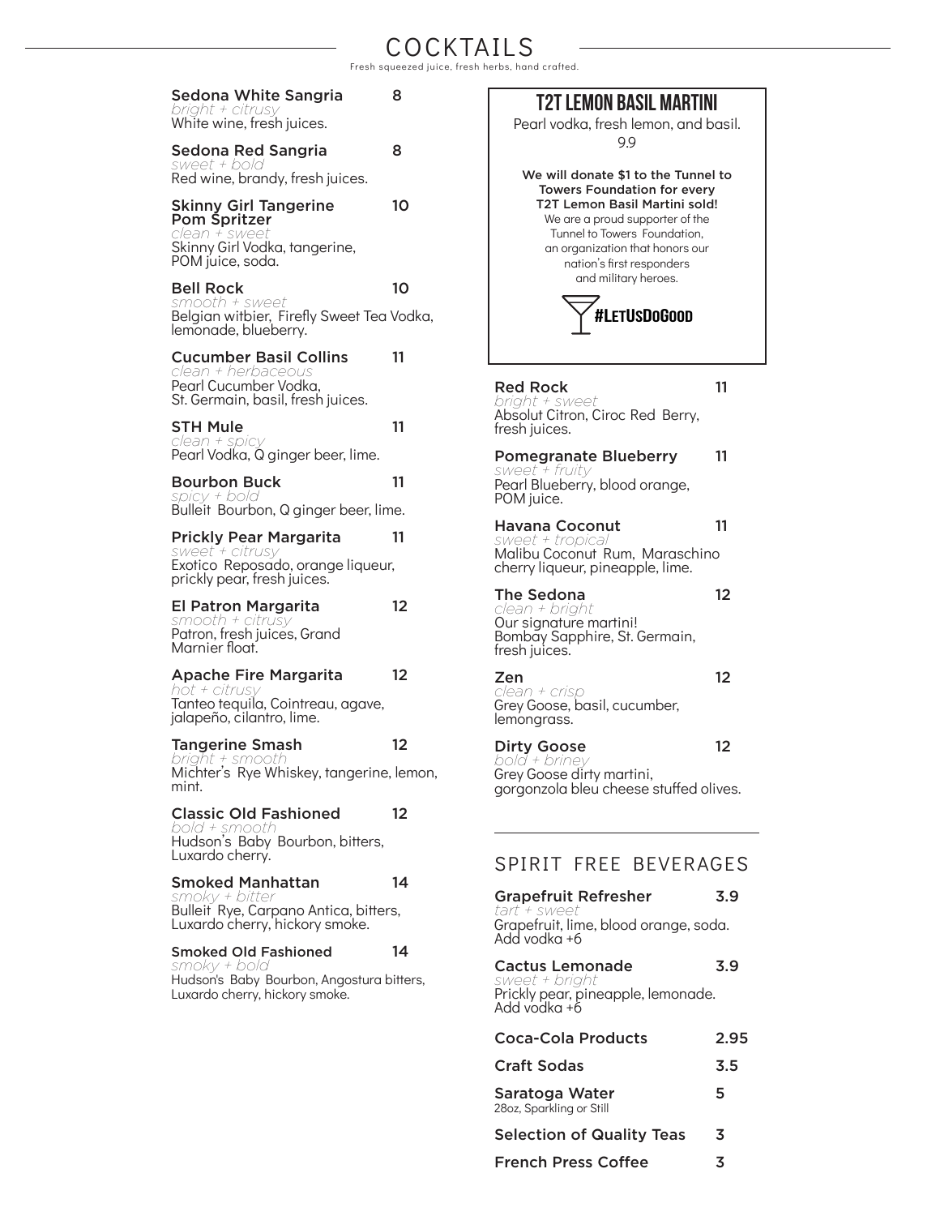# COCKTAILS

Fresh squeezed juice, fresh herbs, hand crafted.

**Sedona White Sangria** 8
*bright + citrusy*
White wine, fresh juices.

**Sedona Red Sangria** 8
*sweet + bold*
Red wine, brandy, fresh juices.

**Skinny Girl Tangerine Pom Spritzer** 10
*clean + sweet*
Skinny Girl Vodka, tangerine, POM juice, soda.

**Bell Rock** 10
*smooth + sweet*
Belgian witbier, Firefly Sweet Tea Vodka, lemonade, blueberry.

**Cucumber Basil Collins** 11
*clean + herbaceous*
Pearl Cucumber Vodka, St. Germain, basil, fresh juices.

**STH Mule** 11
*clean + spicy*
Pearl Vodka, Q ginger beer, lime.

**Bourbon Buck** 11
*spicy + bold*
Bulleit Bourbon, Q ginger beer, lime.

**Prickly Pear Margarita** 11
*sweet + citrusy*
Exotico Reposado, orange liqueur, prickly pear, fresh juices.

**El Patron Margarita** 12
*smooth + citrusy*
Patron, fresh juices, Grand Marnier float.

**Apache Fire Margarita** 12
*hot + citrusy*
Tanteo tequila, Cointreau, agave, jalapeño, cilantro, lime.

**Tangerine Smash** 12
*bright + smooth*
Michter's Rye Whiskey, tangerine, lemon, mint.

**Classic Old Fashioned** 12
*bold + smooth*
Hudson's Baby Bourbon, bitters, Luxardo cherry.

**Smoked Manhattan** 14
*smoky + bitter*
Bulleit Rye, Carpano Antica, bitters, Luxardo cherry, hickory smoke.

**Smoked Old Fashioned** 14
*smoky + bold*
Hudson's Baby Bourbon, Angostura bitters, Luxardo cherry, hickory smoke.

## T2T LEMON BASIL MARTINI

Pearl vodka, fresh lemon, and basil.
9.9

**We will donate $1 to the Tunnel to Towers Foundation for every T2T Lemon Basil Martini sold!**
We are a proud supporter of the Tunnel to Towers Foundation, an organization that honors our nation's first responders and military heroes.

**#LetUsDoGood**

**Red Rock** 11
*bright + sweet*
Absolut Citron, Ciroc Red Berry, fresh juices.

**Pomegranate Blueberry** 11
*sweet + fruity*
Pearl Blueberry, blood orange, POM juice.

**Havana Coconut** 11
*sweet + tropical*
Malibu Coconut Rum, Maraschino cherry liqueur, pineapple, lime.

**The Sedona** 12
*clean + bright*
Our signature martini!
Bombay Sapphire, St. Germain, fresh juices.

**Zen** 12
*clean + crisp*
Grey Goose, basil, cucumber, lemongrass.

**Dirty Goose** 12
*bold + briney*
Grey Goose dirty martini, gorgonzola bleu cheese stuffed olives.

# SPIRIT FREE BEVERAGES

**Grapefruit Refresher** 3.9
*tart + sweet*
Grapefruit, lime, blood orange, soda.
Add vodka +6

**Cactus Lemonade** 3.9
*sweet + bright*
Prickly pear, pineapple, lemonade.
Add vodka +6

**Coca-Cola Products** 2.95

**Craft Sodas** 3.5

**Saratoga Water** 5
28oz, Sparkling or Still

**Selection of Quality Teas** 3

**French Press Coffee** 3